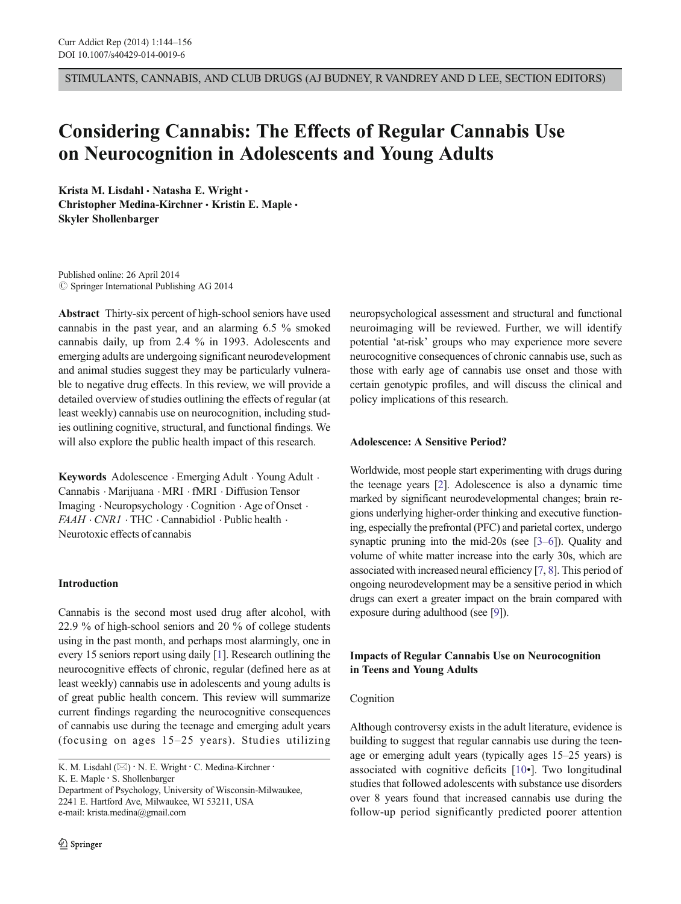STIMULANTS, CANNABIS, AND CLUB DRUGS (AJ BUDNEY, R VANDREY AND D LEE, SECTION EDITORS)

# Considering Cannabis: The Effects of Regular Cannabis Use on Neurocognition in Adolescents and Young Adults

**Krista M. Lisdahl · Natasha E. Wright · Christopher Medina-Kirchner · Kristin E. Maple · Skyler Shollenbarger**

Published online: 26 April 2014
© Springer International Publishing AG 2014

**Abstract** Thirty-six percent of high-school seniors have used cannabis in the past year, and an alarming 6.5 % smoked cannabis daily, up from 2.4 % in 1993. Adolescents and emerging adults are undergoing significant neurodevelopment and animal studies suggest they may be particularly vulnerable to negative drug effects. In this review, we will provide a detailed overview of studies outlining the effects of regular (at least weekly) cannabis use on neurocognition, including studies outlining cognitive, structural, and functional findings. We will also explore the public health impact of this research.

**Keywords** Adolescence · Emerging Adult · Young Adult · Cannabis · Marijuana · MRI · fMRI · Diffusion Tensor Imaging · Neuropsychology · Cognition · Age of Onset · *FAAH* · *CNR1* · THC · Cannabidiol · Public health · Neurotoxic effects of cannabis

## Introduction

Cannabis is the second most used drug after alcohol, with 22.9 % of high-school seniors and 20 % of college students using in the past month, and perhaps most alarmingly, one in every 15 seniors report using daily [1]. Research outlining the neurocognitive effects of chronic, regular (defined here as at least weekly) cannabis use in adolescents and young adults is of great public health concern. This review will summarize current findings regarding the neurocognitive consequences of cannabis use during the teenage and emerging adult years (focusing on ages 15–25 years). Studies utilizing neuropsychological assessment and structural and functional neuroimaging will be reviewed. Further, we will identify potential 'at-risk' groups who may experience more severe neurocognitive consequences of chronic cannabis use, such as those with early age of cannabis use onset and those with certain genotypic profiles, and will discuss the clinical and policy implications of this research.

K. M. Lisdahl (✉) · N. E. Wright · C. Medina-Kirchner · K. E. Maple · S. Shollenbarger
Department of Psychology, University of Wisconsin-Milwaukee, 2241 E. Hartford Ave, Milwaukee, WI 53211, USA
e-mail: krista.medina@gmail.com

## Adolescence: A Sensitive Period?

Worldwide, most people start experimenting with drugs during the teenage years [2]. Adolescence is also a dynamic time marked by significant neurodevelopmental changes; brain regions underlying higher-order thinking and executive functioning, especially the prefrontal (PFC) and parietal cortex, undergo synaptic pruning into the mid-20s (see [3–6]). Quality and volume of white matter increase into the early 30s, which are associated with increased neural efficiency [7, 8]. This period of ongoing neurodevelopment may be a sensitive period in which drugs can exert a greater impact on the brain compared with exposure during adulthood (see [9]).

## Impacts of Regular Cannabis Use on Neurocognition in Teens and Young Adults

### Cognition

Although controversy exists in the adult literature, evidence is building to suggest that regular cannabis use during the teenage or emerging adult years (typically ages 15–25 years) is associated with cognitive deficits [10•]. Two longitudinal studies that followed adolescents with substance use disorders over 8 years found that increased cannabis use during the follow-up period significantly predicted poorer attention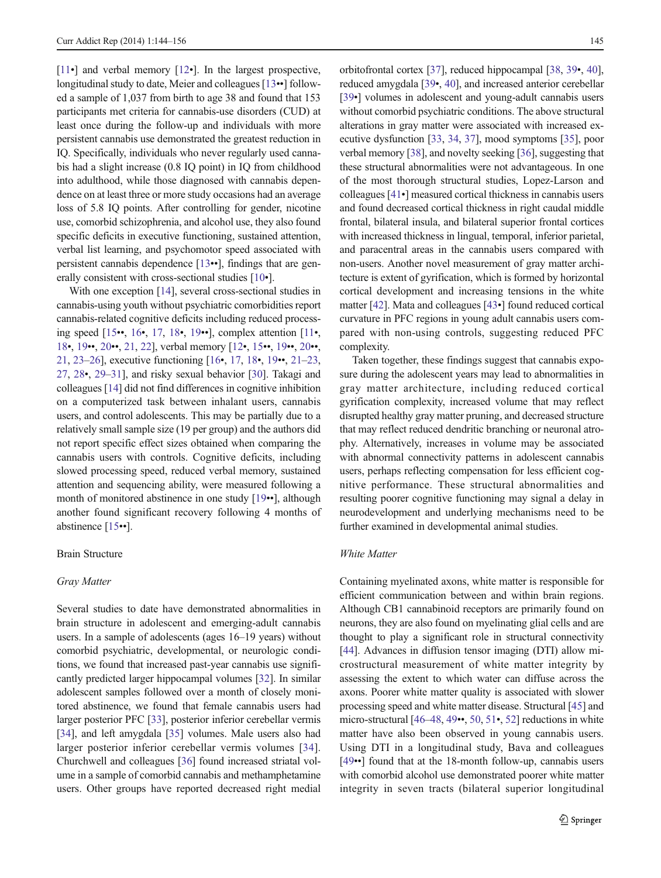[11•] and verbal memory [12•]. In the largest prospective, longitudinal study to date, Meier and colleagues [13••] followed a sample of 1,037 from birth to age 38 and found that 153 participants met criteria for cannabis-use disorders (CUD) at least once during the follow-up and individuals with more persistent cannabis use demonstrated the greatest reduction in IQ. Specifically, individuals who never regularly used cannabis had a slight increase (0.8 IQ point) in IQ from childhood into adulthood, while those diagnosed with cannabis dependence on at least three or more study occasions had an average loss of 5.8 IQ points. After controlling for gender, nicotine use, comorbid schizophrenia, and alcohol use, they also found specific deficits in executive functioning, sustained attention, verbal list learning, and psychomotor speed associated with persistent cannabis dependence [13••], findings that are generally consistent with cross-sectional studies [10•].

With one exception [14], several cross-sectional studies in cannabis-using youth without psychiatric comorbidities report cannabis-related cognitive deficits including reduced processing speed [15••, 16•, 17, 18•, 19••], complex attention [11•, 18•, 19••, 20••, 21, 22], verbal memory [12•, 15••, 19••, 20••, 21, 23–26], executive functioning [16•, 17, 18•, 19••, 21–23, 27, 28•, 29–31], and risky sexual behavior [30]. Takagi and colleagues [14] did not find differences in cognitive inhibition on a computerized task between inhalant users, cannabis users, and control adolescents. This may be partially due to a relatively small sample size (19 per group) and the authors did not report specific effect sizes obtained when comparing the cannabis users with controls. Cognitive deficits, including slowed processing speed, reduced verbal memory, sustained attention and sequencing ability, were measured following a month of monitored abstinence in one study [19••], although another found significant recovery following 4 months of abstinence [15••].

## Brain Structure

### *Gray Matter*

Several studies to date have demonstrated abnormalities in brain structure in adolescent and emerging-adult cannabis users. In a sample of adolescents (ages 16–19 years) without comorbid psychiatric, developmental, or neurologic conditions, we found that increased past-year cannabis use significantly predicted larger hippocampal volumes [32]. In similar adolescent samples followed over a month of closely monitored abstinence, we found that female cannabis users had larger posterior PFC [33], posterior inferior cerebellar vermis [34], and left amygdala [35] volumes. Male users also had larger posterior inferior cerebellar vermis volumes [34]. Churchwell and colleagues [36] found increased striatal volume in a sample of comorbid cannabis and methamphetamine users. Other groups have reported decreased right medial orbitofrontal cortex [37], reduced hippocampal [38, 39•, 40], reduced amygdala [39•, 40], and increased anterior cerebellar [39•] volumes in adolescent and young-adult cannabis users without comorbid psychiatric conditions. The above structural alterations in gray matter were associated with increased executive dysfunction [33, 34, 37], mood symptoms [35], poor verbal memory [38], and novelty seeking [36], suggesting that these structural abnormalities were not advantageous. In one of the most thorough structural studies, Lopez-Larson and colleagues [41•] measured cortical thickness in cannabis users and found decreased cortical thickness in right caudal middle frontal, bilateral insula, and bilateral superior frontal cortices with increased thickness in lingual, temporal, inferior parietal, and paracentral areas in the cannabis users compared with non-users. Another novel measurement of gray matter architecture is extent of gyrification, which is formed by horizontal cortical development and increasing tensions in the white matter [42]. Mata and colleagues [43•] found reduced cortical curvature in PFC regions in young adult cannabis users compared with non-using controls, suggesting reduced PFC complexity.

Taken together, these findings suggest that cannabis exposure during the adolescent years may lead to abnormalities in gray matter architecture, including reduced cortical gyrification complexity, increased volume that may reflect disrupted healthy gray matter pruning, and decreased structure that may reflect reduced dendritic branching or neuronal atrophy. Alternatively, increases in volume may be associated with abnormal connectivity patterns in adolescent cannabis users, perhaps reflecting compensation for less efficient cognitive performance. These structural abnormalities and resulting poorer cognitive functioning may signal a delay in neurodevelopment and underlying mechanisms need to be further examined in developmental animal studies.

### *White Matter*

Containing myelinated axons, white matter is responsible for efficient communication between and within brain regions. Although CB1 cannabinoid receptors are primarily found on neurons, they are also found on myelinating glial cells and are thought to play a significant role in structural connectivity [44]. Advances in diffusion tensor imaging (DTI) allow microstructural measurement of white matter integrity by assessing the extent to which water can diffuse across the axons. Poorer white matter quality is associated with slower processing speed and white matter disease. Structural [45] and micro-structural [46–48, 49••, 50, 51•, 52] reductions in white matter have also been observed in young cannabis users. Using DTI in a longitudinal study, Bava and colleagues [49••] found that at the 18-month follow-up, cannabis users with comorbid alcohol use demonstrated poorer white matter integrity in seven tracts (bilateral superior longitudinal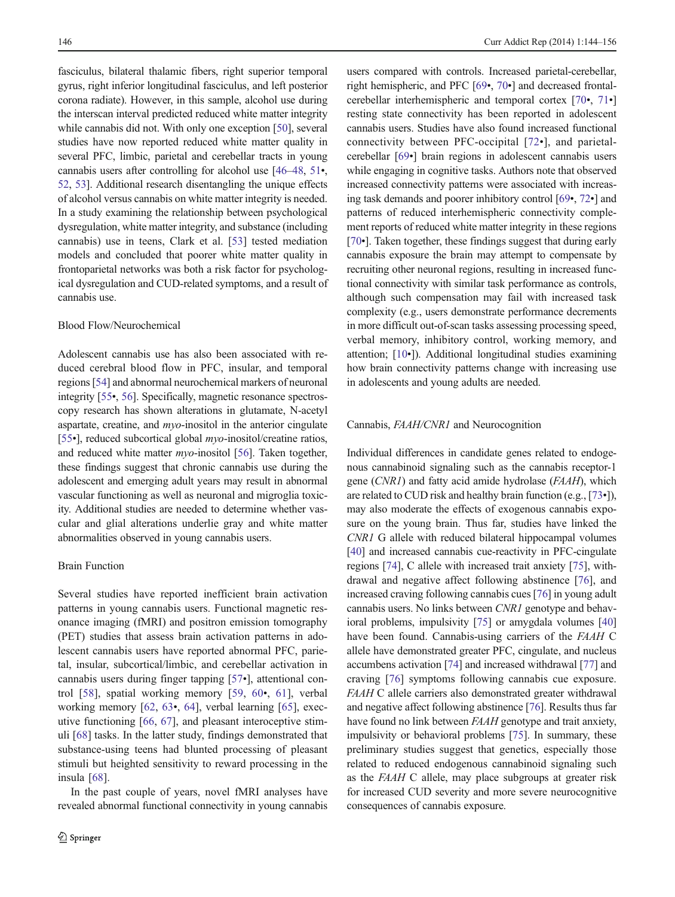fasciculus, bilateral thalamic fibers, right superior temporal gyrus, right inferior longitudinal fasciculus, and left posterior corona radiate). However, in this sample, alcohol use during the interscan interval predicted reduced white matter integrity while cannabis did not. With only one exception [50], several studies have now reported reduced white matter quality in several PFC, limbic, parietal and cerebellar tracts in young cannabis users after controlling for alcohol use [46–48, 51•, 52, 53]. Additional research disentangling the unique effects of alcohol versus cannabis on white matter integrity is needed. In a study examining the relationship between psychological dysregulation, white matter integrity, and substance (including cannabis) use in teens, Clark et al. [53] tested mediation models and concluded that poorer white matter quality in frontoparietal networks was both a risk factor for psychological dysregulation and CUD-related symptoms, and a result of cannabis use.

### Blood Flow/Neurochemical

Adolescent cannabis use has also been associated with reduced cerebral blood flow in PFC, insular, and temporal regions [54] and abnormal neurochemical markers of neuronal integrity [55•, 56]. Specifically, magnetic resonance spectroscopy research has shown alterations in glutamate, N-acetyl aspartate, creatine, and *myo*-inositol in the anterior cingulate [55•], reduced subcortical global *myo*-inositol/creatine ratios, and reduced white matter *myo*-inositol [56]. Taken together, these findings suggest that chronic cannabis use during the adolescent and emerging adult years may result in abnormal vascular functioning as well as neuronal and migroglia toxicity. Additional studies are needed to determine whether vascular and glial alterations underlie gray and white matter abnormalities observed in young cannabis users.

### Brain Function

Several studies have reported inefficient brain activation patterns in young cannabis users. Functional magnetic resonance imaging (fMRI) and positron emission tomography (PET) studies that assess brain activation patterns in adolescent cannabis users have reported abnormal PFC, parietal, insular, subcortical/limbic, and cerebellar activation in cannabis users during finger tapping [57•], attentional control [58], spatial working memory [59, 60•, 61], verbal working memory [62, 63•, 64], verbal learning [65], executive functioning [66, 67], and pleasant interoceptive stimuli [68] tasks. In the latter study, findings demonstrated that substance-using teens had blunted processing of pleasant stimuli but heightened sensitivity to reward processing in the insula [68].

In the past couple of years, novel fMRI analyses have revealed abnormal functional connectivity in young cannabis users compared with controls. Increased parietal-cerebellar, right hemispheric, and PFC [69•, 70•] and decreased frontal-cerebellar interhemispheric and temporal cortex [70•, 71•] resting state connectivity has been reported in adolescent cannabis users. Studies have also found increased functional connectivity between PFC-occipital [72•], and parietal-cerebellar [69•] brain regions in adolescent cannabis users while engaging in cognitive tasks. Authors note that observed increased connectivity patterns were associated with increasing task demands and poorer inhibitory control [69•, 72•] and patterns of reduced interhemispheric connectivity complement reports of reduced white matter integrity in these regions [70•]. Taken together, these findings suggest that during early cannabis exposure the brain may attempt to compensate by recruiting other neuronal regions, resulting in increased functional connectivity with similar task performance as controls, although such compensation may fail with increased task complexity (e.g., users demonstrate performance decrements in more difficult out-of-scan tasks assessing processing speed, verbal memory, inhibitory control, working memory, and attention; [10•]). Additional longitudinal studies examining how brain connectivity patterns change with increasing use in adolescents and young adults are needed.

### Cannabis, *FAAH/CNR1* and Neurocognition

Individual differences in candidate genes related to endogenous cannabinoid signaling such as the cannabis receptor-1 gene (*CNR1*) and fatty acid amide hydrolase (*FAAH*), which are related to CUD risk and healthy brain function (e.g., [73•]), may also moderate the effects of exogenous cannabis exposure on the young brain. Thus far, studies have linked the *CNR1* G allele with reduced bilateral hippocampal volumes [40] and increased cannabis cue-reactivity in PFC-cingulate regions [74], C allele with increased trait anxiety [75], withdrawal and negative affect following abstinence [76], and increased craving following cannabis cues [76] in young adult cannabis users. No links between *CNR1* genotype and behavioral problems, impulsivity [75] or amygdala volumes [40] have been found. Cannabis-using carriers of the *FAAH* C allele have demonstrated greater PFC, cingulate, and nucleus accumbens activation [74] and increased withdrawal [77] and craving [76] symptoms following cannabis cue exposure. *FAAH* C allele carriers also demonstrated greater withdrawal and negative affect following abstinence [76]. Results thus far have found no link between *FAAH* genotype and trait anxiety, impulsivity or behavioral problems [75]. In summary, these preliminary studies suggest that genetics, especially those related to reduced endogenous cannabinoid signaling such as the *FAAH* C allele, may place subgroups at greater risk for increased CUD severity and more severe neurocognitive consequences of cannabis exposure.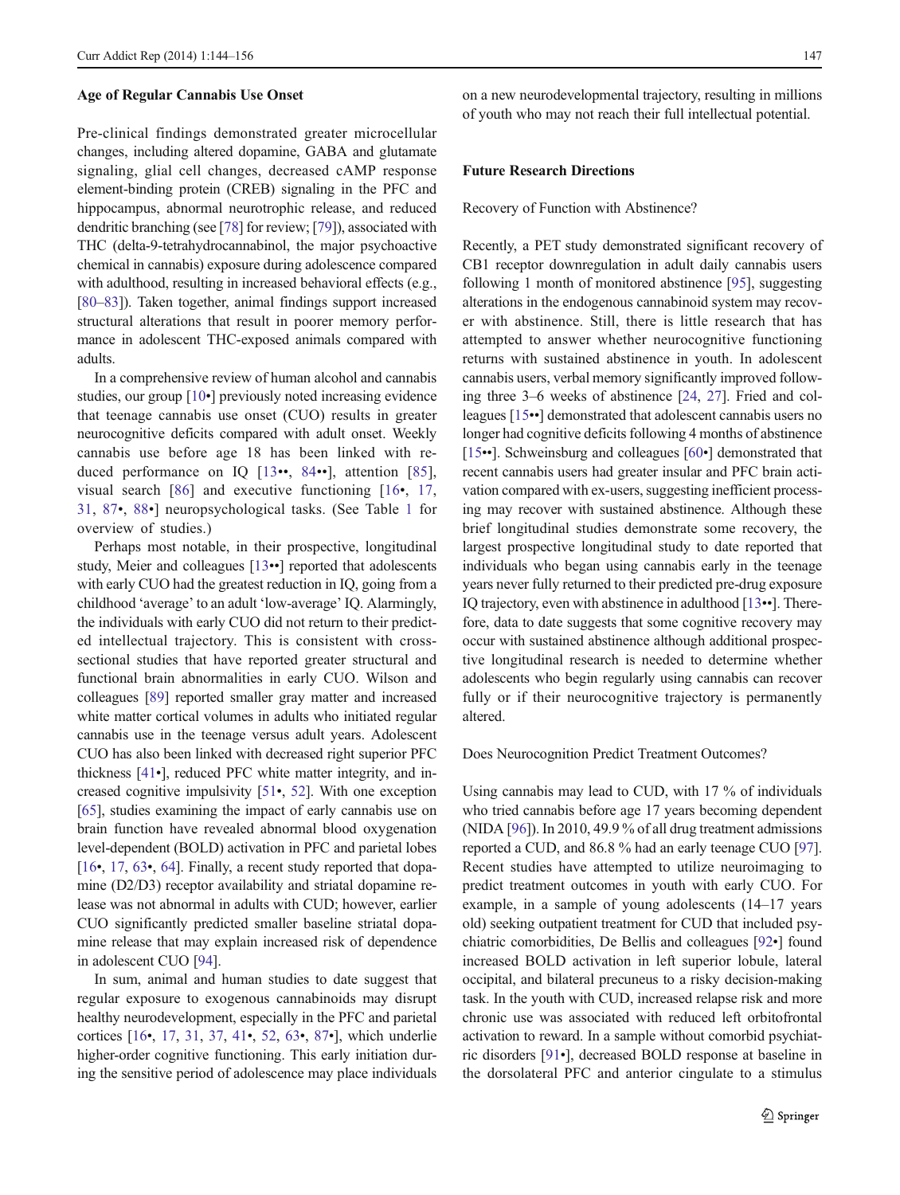### Age of Regular Cannabis Use Onset

Pre-clinical findings demonstrated greater microcellular changes, including altered dopamine, GABA and glutamate signaling, glial cell changes, decreased cAMP response element-binding protein (CREB) signaling in the PFC and hippocampus, abnormal neurotrophic release, and reduced dendritic branching (see [78] for review; [79]), associated with THC (delta-9-tetrahydrocannabinol, the major psychoactive chemical in cannabis) exposure during adolescence compared with adulthood, resulting in increased behavioral effects (e.g., [80–83]). Taken together, animal findings support increased structural alterations that result in poorer memory performance in adolescent THC-exposed animals compared with adults.

In a comprehensive review of human alcohol and cannabis studies, our group [10•] previously noted increasing evidence that teenage cannabis use onset (CUO) results in greater neurocognitive deficits compared with adult onset. Weekly cannabis use before age 18 has been linked with reduced performance on IQ [13••, 84••], attention [85], visual search [86] and executive functioning [16•, 17, 31, 87•, 88•] neuropsychological tasks. (See Table 1 for overview of studies.)

Perhaps most notable, in their prospective, longitudinal study, Meier and colleagues [13••] reported that adolescents with early CUO had the greatest reduction in IQ, going from a childhood 'average' to an adult 'low-average' IQ. Alarmingly, the individuals with early CUO did not return to their predicted intellectual trajectory. This is consistent with cross-sectional studies that have reported greater structural and functional brain abnormalities in early CUO. Wilson and colleagues [89] reported smaller gray matter and increased white matter cortical volumes in adults who initiated regular cannabis use in the teenage versus adult years. Adolescent CUO has also been linked with decreased right superior PFC thickness [41•], reduced PFC white matter integrity, and increased cognitive impulsivity [51•, 52]. With one exception [65], studies examining the impact of early cannabis use on brain function have revealed abnormal blood oxygenation level-dependent (BOLD) activation in PFC and parietal lobes [16•, 17, 63•, 64]. Finally, a recent study reported that dopamine (D2/D3) receptor availability and striatal dopamine release was not abnormal in adults with CUD; however, earlier CUO significantly predicted smaller baseline striatal dopamine release that may explain increased risk of dependence in adolescent CUO [94].

In sum, animal and human studies to date suggest that regular exposure to exogenous cannabinoids may disrupt healthy neurodevelopment, especially in the PFC and parietal cortices [16•, 17, 31, 37, 41•, 52, 63•, 87•], which underlie higher-order cognitive functioning. This early initiation during the sensitive period of adolescence may place individuals on a new neurodevelopmental trajectory, resulting in millions of youth who may not reach their full intellectual potential.

### Future Research Directions

#### Recovery of Function with Abstinence?

Recently, a PET study demonstrated significant recovery of CB1 receptor downregulation in adult daily cannabis users following 1 month of monitored abstinence [95], suggesting alterations in the endogenous cannabinoid system may recover with abstinence. Still, there is little research that has attempted to answer whether neurocognitive functioning returns with sustained abstinence in youth. In adolescent cannabis users, verbal memory significantly improved following three 3–6 weeks of abstinence [24, 27]. Fried and colleagues [15••] demonstrated that adolescent cannabis users no longer had cognitive deficits following 4 months of abstinence [15••]. Schweinsburg and colleagues [60•] demonstrated that recent cannabis users had greater insular and PFC brain activation compared with ex-users, suggesting inefficient processing may recover with sustained abstinence. Although these brief longitudinal studies demonstrate some recovery, the largest prospective longitudinal study to date reported that individuals who began using cannabis early in the teenage years never fully returned to their predicted pre-drug exposure IQ trajectory, even with abstinence in adulthood [13••]. Therefore, data to date suggests that some cognitive recovery may occur with sustained abstinence although additional prospective longitudinal research is needed to determine whether adolescents who begin regularly using cannabis can recover fully or if their neurocognitive trajectory is permanently altered.

#### Does Neurocognition Predict Treatment Outcomes?

Using cannabis may lead to CUD, with 17 % of individuals who tried cannabis before age 17 years becoming dependent (NIDA [96]). In 2010, 49.9 % of all drug treatment admissions reported a CUD, and 86.8 % had an early teenage CUO [97]. Recent studies have attempted to utilize neuroimaging to predict treatment outcomes in youth with early CUO. For example, in a sample of young adolescents (14–17 years old) seeking outpatient treatment for CUD that included psychiatric comorbidities, De Bellis and colleagues [92•] found increased BOLD activation in left superior lobule, lateral occipital, and bilateral precuneus to a risky decision-making task. In the youth with CUD, increased relapse risk and more chronic use was associated with reduced left orbitofrontal activation to reward. In a sample without comorbid psychiatric disorders [91•], decreased BOLD response at baseline in the dorsolateral PFC and anterior cingulate to a stimulus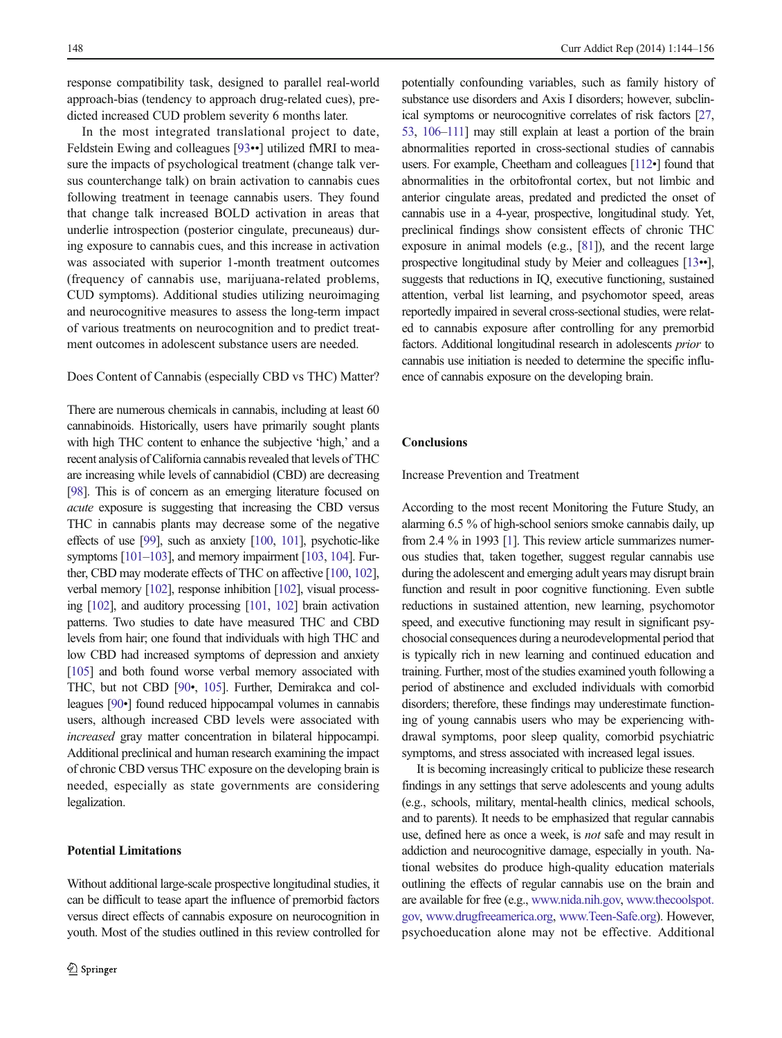response compatibility task, designed to parallel real-world approach-bias (tendency to approach drug-related cues), predicted increased CUD problem severity 6 months later.

In the most integrated translational project to date, Feldstein Ewing and colleagues [93••] utilized fMRI to measure the impacts of psychological treatment (change talk versus counterchange talk) on brain activation to cannabis cues following treatment in teenage cannabis users. They found that change talk increased BOLD activation in areas that underlie introspection (posterior cingulate, precuneaus) during exposure to cannabis cues, and this increase in activation was associated with superior 1-month treatment outcomes (frequency of cannabis use, marijuana-related problems, CUD symptoms). Additional studies utilizing neuroimaging and neurocognitive measures to assess the long-term impact of various treatments on neurocognition and to predict treatment outcomes in adolescent substance users are needed.

### Does Content of Cannabis (especially CBD vs THC) Matter?

There are numerous chemicals in cannabis, including at least 60 cannabinoids. Historically, users have primarily sought plants with high THC content to enhance the subjective 'high,' and a recent analysis of California cannabis revealed that levels of THC are increasing while levels of cannabidiol (CBD) are decreasing [98]. This is of concern as an emerging literature focused on *acute* exposure is suggesting that increasing the CBD versus THC in cannabis plants may decrease some of the negative effects of use [99], such as anxiety [100, 101], psychotic-like symptoms [101–103], and memory impairment [103, 104]. Further, CBD may moderate effects of THC on affective [100, 102], verbal memory [102], response inhibition [102], visual processing [102], and auditory processing [101, 102] brain activation patterns. Two studies to date have measured THC and CBD levels from hair; one found that individuals with high THC and low CBD had increased symptoms of depression and anxiety [105] and both found worse verbal memory associated with THC, but not CBD [90•, 105]. Further, Demirakca and colleagues [90•] found reduced hippocampal volumes in cannabis users, although increased CBD levels were associated with *increased* gray matter concentration in bilateral hippocampi. Additional preclinical and human research examining the impact of chronic CBD versus THC exposure on the developing brain is needed, especially as state governments are considering legalization.

## Potential Limitations

Without additional large-scale prospective longitudinal studies, it can be difficult to tease apart the influence of premorbid factors versus direct effects of cannabis exposure on neurocognition in youth. Most of the studies outlined in this review controlled for potentially confounding variables, such as family history of substance use disorders and Axis I disorders; however, subclinical symptoms or neurocognitive correlates of risk factors [27, 53, 106–111] may still explain at least a portion of the brain abnormalities reported in cross-sectional studies of cannabis users. For example, Cheetham and colleagues [112•] found that abnormalities in the orbitofrontal cortex, but not limbic and anterior cingulate areas, predated and predicted the onset of cannabis use in a 4-year, prospective, longitudinal study. Yet, preclinical findings show consistent effects of chronic THC exposure in animal models (e.g., [81]), and the recent large prospective longitudinal study by Meier and colleagues [13••], suggests that reductions in IQ, executive functioning, sustained attention, verbal list learning, and psychomotor speed, areas reportedly impaired in several cross-sectional studies, were related to cannabis exposure after controlling for any premorbid factors. Additional longitudinal research in adolescents *prior* to cannabis use initiation is needed to determine the specific influence of cannabis exposure on the developing brain.

## Conclusions

### Increase Prevention and Treatment

According to the most recent Monitoring the Future Study, an alarming 6.5 % of high-school seniors smoke cannabis daily, up from 2.4 % in 1993 [1]. This review article summarizes numerous studies that, taken together, suggest regular cannabis use during the adolescent and emerging adult years may disrupt brain function and result in poor cognitive functioning. Even subtle reductions in sustained attention, new learning, psychomotor speed, and executive functioning may result in significant psychosocial consequences during a neurodevelopmental period that is typically rich in new learning and continued education and training. Further, most of the studies examined youth following a period of abstinence and excluded individuals with comorbid disorders; therefore, these findings may underestimate functioning of young cannabis users who may be experiencing withdrawal symptoms, poor sleep quality, comorbid psychiatric symptoms, and stress associated with increased legal issues.

It is becoming increasingly critical to publicize these research findings in any settings that serve adolescents and young adults (e.g., schools, military, mental-health clinics, medical schools, and to parents). It needs to be emphasized that regular cannabis use, defined here as once a week, is *not* safe and may result in addiction and neurocognitive damage, especially in youth. National websites do produce high-quality education materials outlining the effects of regular cannabis use on the brain and are available for free (e.g., www.nida.nih.gov, www.thecoolspot.gov, www.drugfreeamerica.org, www.Teen-Safe.org). However, psychoeducation alone may not be effective. Additional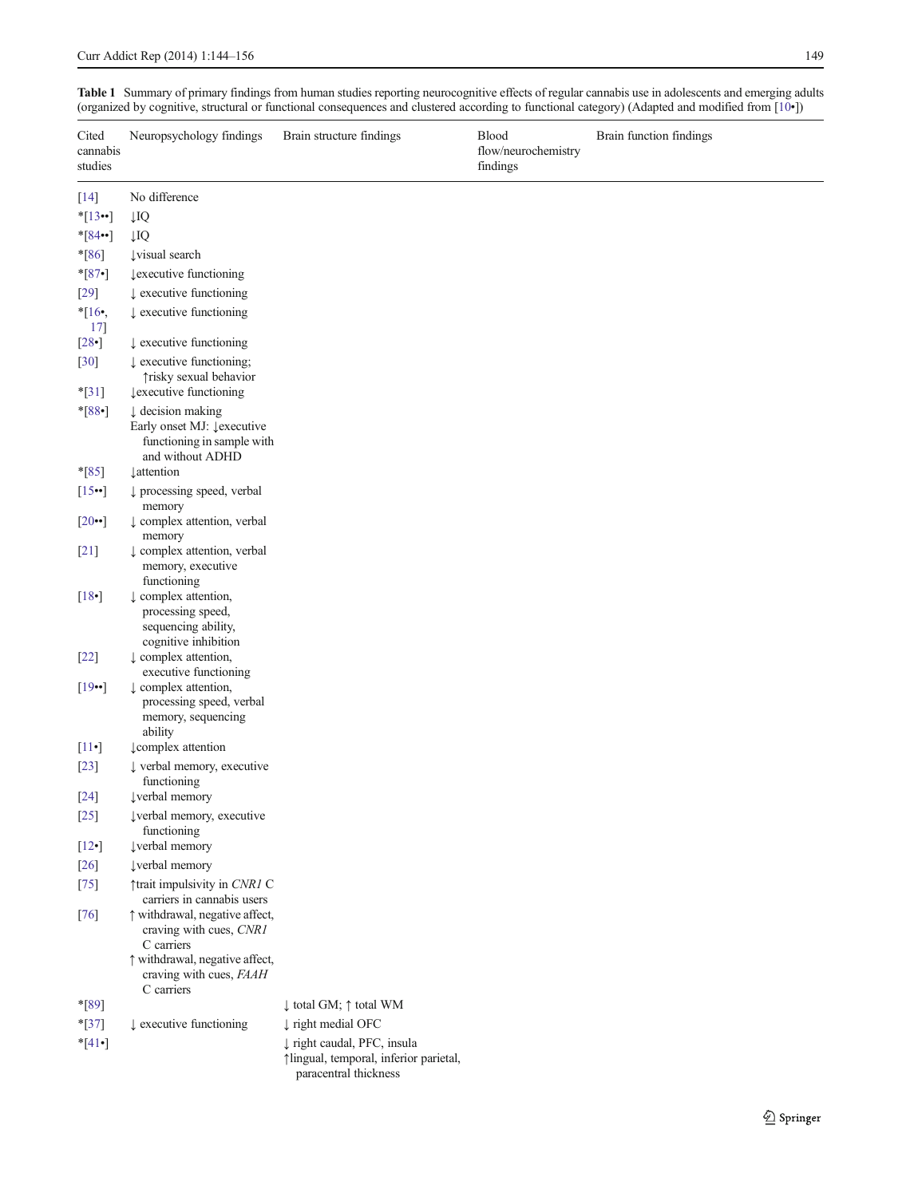**Table 1** Summary of primary findings from human studies reporting neurocognitive effects of regular cannabis use in adolescents and emerging adults (organized by cognitive, structural or functional consequences and clustered according to functional category) (Adapted and modified from [10•])

| Cited cannabis studies | Neuropsychology findings | Brain structure findings | Blood flow/neurochemistry findings | Brain function findings |
|---|---|---|---|---|
| [14] | No difference | | | |
| *[13••] | ↓IQ | | | |
| *[84••] | ↓IQ | | | |
| *[86] | ↓visual search | | | |
| *[87•] | ↓executive functioning | | | |
| [29] | ↓ executive functioning | | | |
| *[16•, 17] | ↓ executive functioning | | | |
| [28•] | ↓ executive functioning | | | |
| [30] | ↓ executive functioning; ↑risky sexual behavior | | | |
| *[31] | ↓executive functioning | | | |
| *[88•] | ↓ decision making<br>Early onset MJ: ↓executive functioning in sample with and without ADHD | | | |
| *[85] | ↓attention | | | |
| [15••] | ↓ processing speed, verbal memory | | | |
| [20••] | ↓ complex attention, verbal memory | | | |
| [21] | ↓ complex attention, verbal memory, executive functioning | | | |
| [18•] | ↓ complex attention, processing speed, sequencing ability, cognitive inhibition | | | |
| [22] | ↓ complex attention, executive functioning | | | |
| [19••] | ↓ complex attention, processing speed, verbal memory, sequencing ability | | | |
| [11•] | ↓complex attention | | | |
| [23] | ↓ verbal memory, executive functioning | | | |
| [24] | ↓verbal memory | | | |
| [25] | ↓verbal memory, executive functioning | | | |
| [12•] | ↓verbal memory | | | |
| [26] | ↓verbal memory | | | |
| [75] | ↑trait impulsivity in *CNR1* C carriers in cannabis users | | | |
| [76] | ↑ withdrawal, negative affect, craving with cues, *CNR1* C carriers<br>↑ withdrawal, negative affect, craving with cues, *FAAH* C carriers | | | |
| *[89] | | ↓ total GM; ↑ total WM | | |
| *[37] | ↓ executive functioning | ↓ right medial OFC | | |
| *[41•] | | ↓ right caudal, PFC, insula<br>↑lingual, temporal, inferior parietal, paracentral thickness | | |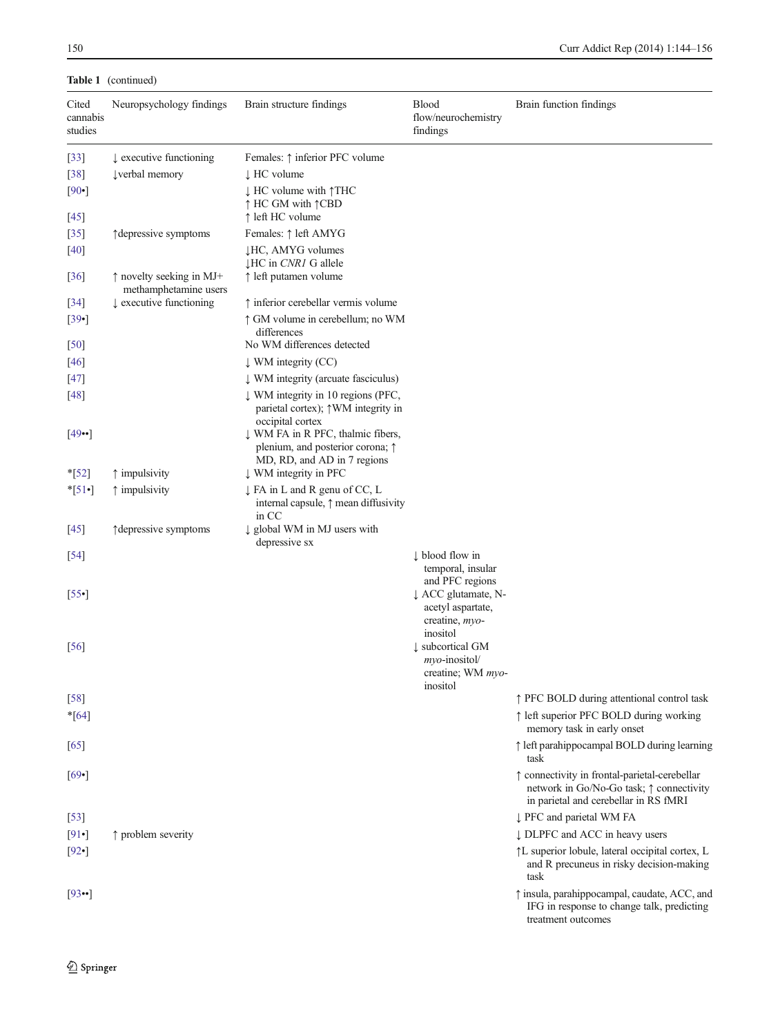**Table 1** (continued)

| Cited cannabis studies | Neuropsychology findings | Brain structure findings | Blood flow/neurochemistry findings | Brain function findings |
|---|---|---|---|---|
| [33] | ↓ executive functioning | Females: ↑ inferior PFC volume | | |
| [38] | ↓verbal memory | ↓ HC volume | | |
| [90•] | | ↓ HC volume with ↑THC<br>↑ HC GM with ↑CBD | | |
| [45] | | ↑ left HC volume | | |
| [35] | ↑depressive symptoms | Females: ↑ left AMYG | | |
| [40] | | ↓HC, AMYG volumes<br>↓HC in *CNR1* G allele | | |
| [36] | ↑ novelty seeking in MJ+ methamphetamine users | ↑ left putamen volume | | |
| [34] | ↓ executive functioning | ↑ inferior cerebellar vermis volume | | |
| [39•] | | ↑ GM volume in cerebellum; no WM differences | | |
| [50] | | No WM differences detected | | |
| [46] | | ↓ WM integrity (CC) | | |
| [47] | | ↓ WM integrity (arcuate fasciculus) | | |
| [48] | | ↓ WM integrity in 10 regions (PFC, parietal cortex); ↑WM integrity in occipital cortex | | |
| [49••] | | ↓ WM FA in R PFC, thalmic fibers, plenium, and posterior corona; ↑ MD, RD, and AD in 7 regions | | |
| *[52] | ↑ impulsivity | ↓ WM integrity in PFC | | |
| *[51•] | ↑ impulsivity | ↓ FA in L and R genu of CC, L internal capsule, ↑ mean diffusivity in CC | | |
| [45] | ↑depressive symptoms | ↓ global WM in MJ users with depressive sx | | |
| [54] | | | ↓ blood flow in temporal, insular and PFC regions | |
| [55•] | | | ↓ ACC glutamate, N-acetyl aspartate, creatine, *myo*-inositol | |
| [56] | | | ↓ subcortical GM *myo*-inositol/ creatine; WM *myo*-inositol | |
| [58] | | | | ↑ PFC BOLD during attentional control task |
| *[64] | | | | ↑ left superior PFC BOLD during working memory task in early onset |
| [65] | | | | ↑ left parahippocampal BOLD during learning task |
| [69•] | | | | ↑ connectivity in frontal-parietal-cerebellar network in Go/No-Go task; ↑ connectivity in parietal and cerebellar in RS fMRI |
| [53] | | | | ↓ PFC and parietal WM FA |
| [91•] | ↑ problem severity | | | ↓ DLPFC and ACC in heavy users |
| [92•] | | | | ↑L superior lobule, lateral occipital cortex, L and R precuneus in risky decision-making task |
| [93••] | | | | ↑ insula, parahippocampal, caudate, ACC, and IFG in response to change talk, predicting treatment outcomes |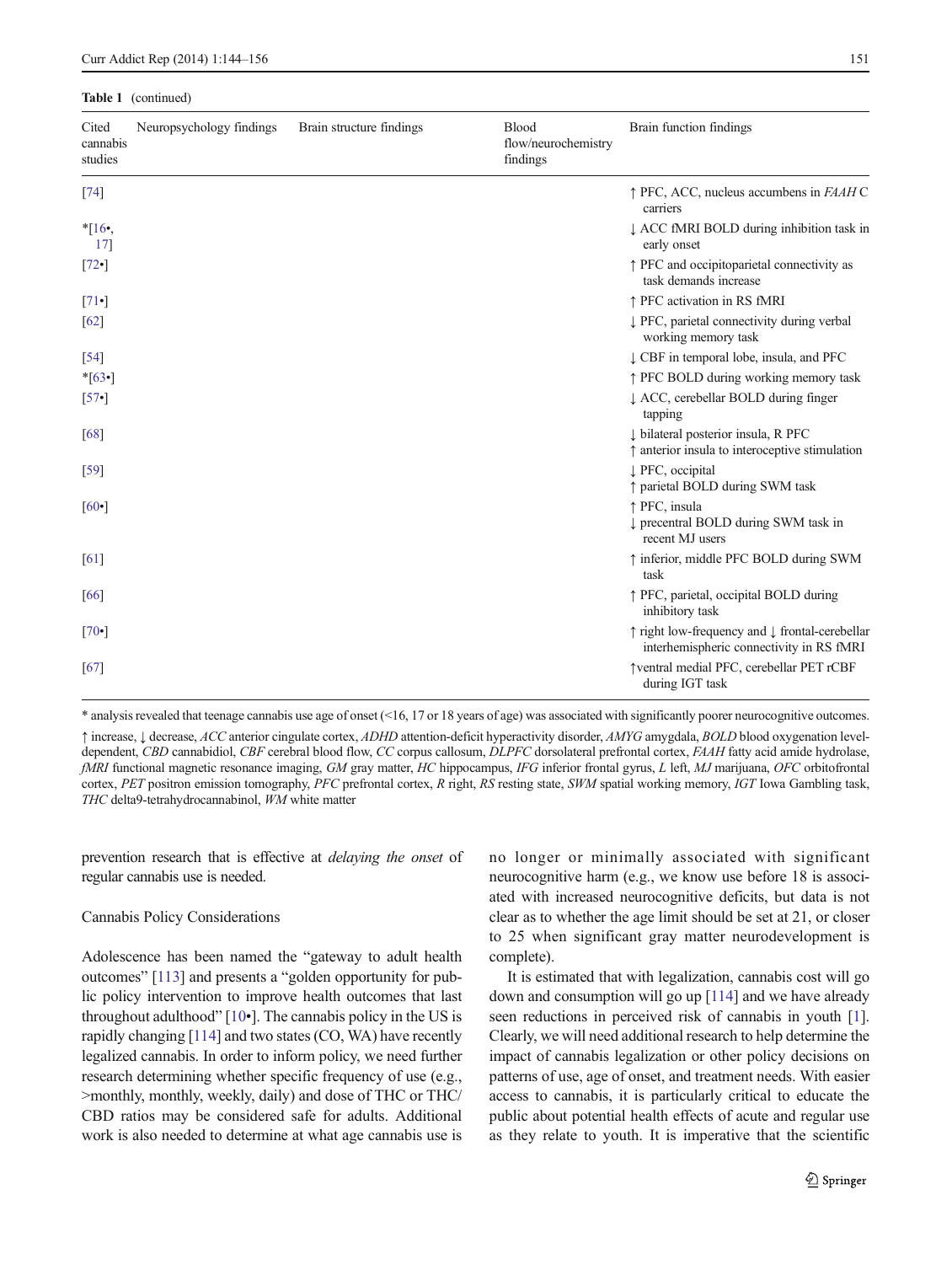**Table 1** (continued)

| Cited cannabis studies | Neuropsychology findings | Brain structure findings | Blood flow/neurochemistry findings | Brain function findings |
|---|---|---|---|---|
| [74] | | | | ↑ PFC, ACC, nucleus accumbens in *FAAH* C carriers |
| *[16•, 17] | | | | ↓ ACC fMRI BOLD during inhibition task in early onset |
| [72•] | | | | ↑ PFC and occipitoparietal connectivity as task demands increase |
| [71•] | | | | ↑ PFC activation in RS fMRI |
| [62] | | | | ↓ PFC, parietal connectivity during verbal working memory task |
| [54] | | | | ↓ CBF in temporal lobe, insula, and PFC |
| *[63•] | | | | ↑ PFC BOLD during working memory task |
| [57•] | | | | ↓ ACC, cerebellar BOLD during finger tapping |
| [68] | | | | ↓ bilateral posterior insula, R PFC<br>↑ anterior insula to interoceptive stimulation |
| [59] | | | | ↓ PFC, occipital<br>↑ parietal BOLD during SWM task |
| [60•] | | | | ↑ PFC, insula<br>↓ precentral BOLD during SWM task in recent MJ users |
| [61] | | | | ↑ inferior, middle PFC BOLD during SWM task |
| [66] | | | | ↑ PFC, parietal, occipital BOLD during inhibitory task |
| [70•] | | | | ↑ right low-frequency and ↓ frontal-cerebellar interhemispheric connectivity in RS fMRI |
| [67] | | | | ↑ventral medial PFC, cerebellar PET rCBF during IGT task |

\* analysis revealed that teenage cannabis use age of onset (<16, 17 or 18 years of age) was associated with significantly poorer neurocognitive outcomes.

↑ increase, ↓ decrease, *ACC* anterior cingulate cortex, *ADHD* attention-deficit hyperactivity disorder, *AMYG* amygdala, *BOLD* blood oxygenation level-dependent, *CBD* cannabidiol, *CBF* cerebral blood flow, *CC* corpus callosum, *DLPFC* dorsolateral prefrontal cortex, *FAAH* fatty acid amide hydrolase, *fMRI* functional magnetic resonance imaging, *GM* gray matter, *HC* hippocampus, *IFG* inferior frontal gyrus, *L* left, *MJ* marijuana, *OFC* orbitofrontal cortex, *PET* positron emission tomography, *PFC* prefrontal cortex, *R* right, *RS* resting state, *SWM* spatial working memory, *IGT* Iowa Gambling task, *THC* delta9-tetrahydrocannabinol, *WM* white matter

prevention research that is effective at *delaying the onset* of regular cannabis use is needed.

## Cannabis Policy Considerations

Adolescence has been named the "gateway to adult health outcomes" [113] and presents a "golden opportunity for public policy intervention to improve health outcomes that last throughout adulthood" [10•]. The cannabis policy in the US is rapidly changing [114] and two states (CO, WA) have recently legalized cannabis. In order to inform policy, we need further research determining whether specific frequency of use (e.g., >monthly, monthly, weekly, daily) and dose of THC or THC/CBD ratios may be considered safe for adults. Additional work is also needed to determine at what age cannabis use is no longer or minimally associated with significant neurocognitive harm (e.g., we know use before 18 is associated with increased neurocognitive deficits, but data is not clear as to whether the age limit should be set at 21, or closer to 25 when significant gray matter neurodevelopment is complete).

It is estimated that with legalization, cannabis cost will go down and consumption will go up [114] and we have already seen reductions in perceived risk of cannabis in youth [1]. Clearly, we will need additional research to help determine the impact of cannabis legalization or other policy decisions on patterns of use, age of onset, and treatment needs. With easier access to cannabis, it is particularly critical to educate the public about potential health effects of acute and regular use as they relate to youth. It is imperative that the scientific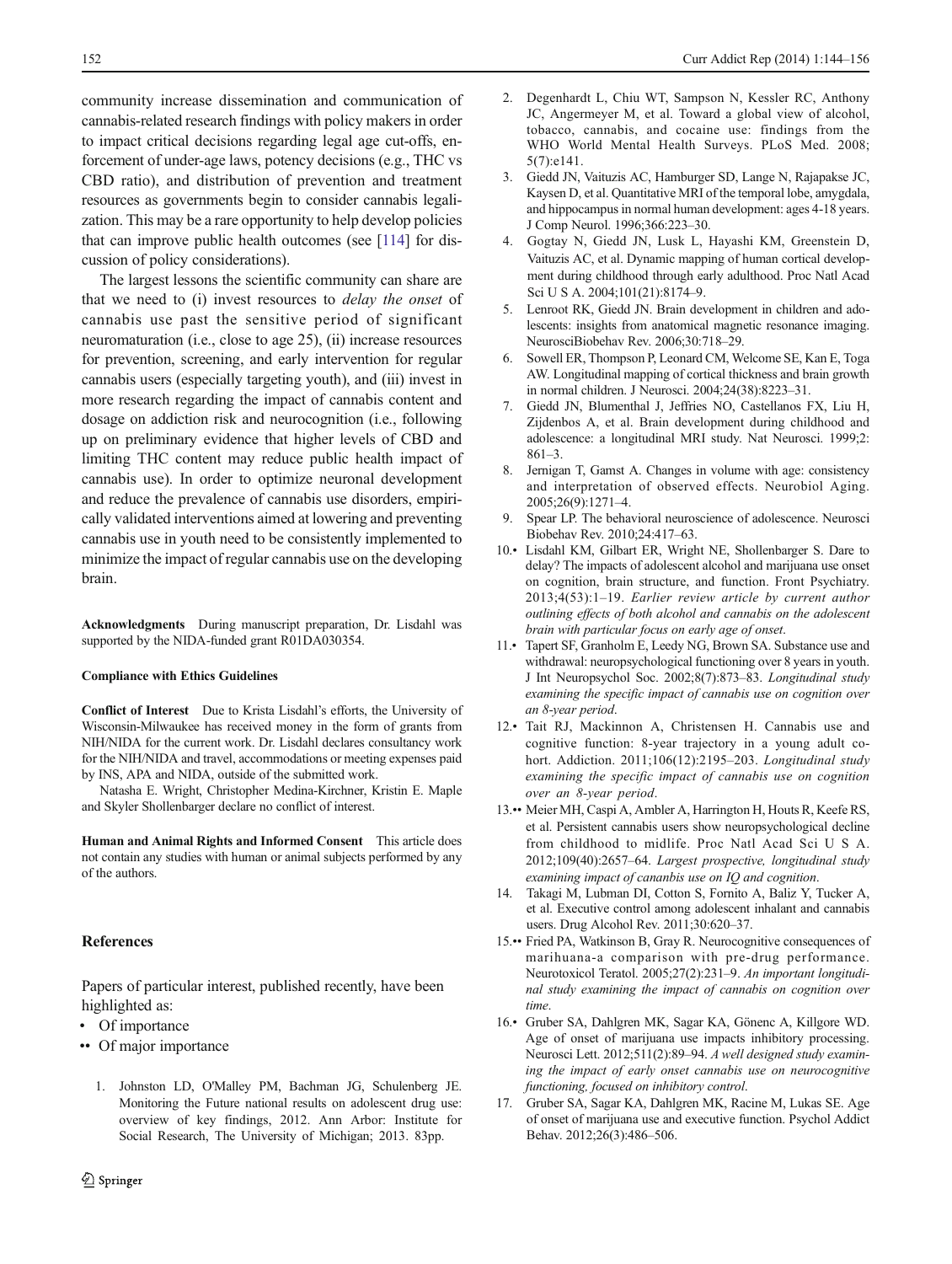community increase dissemination and communication of cannabis-related research findings with policy makers in order to impact critical decisions regarding legal age cut-offs, enforcement of under-age laws, potency decisions (e.g., THC vs CBD ratio), and distribution of prevention and treatment resources as governments begin to consider cannabis legalization. This may be a rare opportunity to help develop policies that can improve public health outcomes (see [114] for discussion of policy considerations).

The largest lessons the scientific community can share are that we need to (i) invest resources to *delay the onset* of cannabis use past the sensitive period of significant neuromaturation (i.e., close to age 25), (ii) increase resources for prevention, screening, and early intervention for regular cannabis users (especially targeting youth), and (iii) invest in more research regarding the impact of cannabis content and dosage on addiction risk and neurocognition (i.e., following up on preliminary evidence that higher levels of CBD and limiting THC content may reduce public health impact of cannabis use). In order to optimize neuronal development and reduce the prevalence of cannabis use disorders, empirically validated interventions aimed at lowering and preventing cannabis use in youth need to be consistently implemented to minimize the impact of regular cannabis use on the developing brain.

**Acknowledgments** During manuscript preparation, Dr. Lisdahl was supported by the NIDA-funded grant R01DA030354.

**Compliance with Ethics Guidelines**

**Conflict of Interest** Due to Krista Lisdahl's efforts, the University of Wisconsin-Milwaukee has received money in the form of grants from NIH/NIDA for the current work. Dr. Lisdahl declares consultancy work for the NIH/NIDA and travel, accommodations or meeting expenses paid by INS, APA and NIDA, outside of the submitted work.

Natasha E. Wright, Christopher Medina-Kirchner, Kristin E. Maple and Skyler Shollenbarger declare no conflict of interest.

**Human and Animal Rights and Informed Consent** This article does not contain any studies with human or animal subjects performed by any of the authors.

## References

Papers of particular interest, published recently, have been highlighted as:

- • Of importance
- •• Of major importance

1. Johnston LD, O'Malley PM, Bachman JG, Schulenberg JE. Monitoring the Future national results on adolescent drug use: overview of key findings, 2012. Ann Arbor: Institute for Social Research, The University of Michigan; 2013. 83pp.
2. Degenhardt L, Chiu WT, Sampson N, Kessler RC, Anthony JC, Angermeyer M, et al. Toward a global view of alcohol, tobacco, cannabis, and cocaine use: findings from the WHO World Mental Health Surveys. PLoS Med. 2008; 5(7):e141.
3. Giedd JN, Vaituzis AC, Hamburger SD, Lange N, Rajapakse JC, Kaysen D, et al. Quantitative MRI of the temporal lobe, amygdala, and hippocampus in normal human development: ages 4-18 years. J Comp Neurol. 1996;366:223–30.
4. Gogtay N, Giedd JN, Lusk L, Hayashi KM, Greenstein D, Vaituzis AC, et al. Dynamic mapping of human cortical development during childhood through early adulthood. Proc Natl Acad Sci U S A. 2004;101(21):8174–9.
5. Lenroot RK, Giedd JN. Brain development in children and adolescents: insights from anatomical magnetic resonance imaging. NeurosciBiobehav Rev. 2006;30:718–29.
6. Sowell ER, Thompson P, Leonard CM, Welcome SE, Kan E, Toga AW. Longitudinal mapping of cortical thickness and brain growth in normal children. J Neurosci. 2004;24(38):8223–31.
7. Giedd JN, Blumenthal J, Jeffries NO, Castellanos FX, Liu H, Zijdenbos A, et al. Brain development during childhood and adolescence: a longitudinal MRI study. Nat Neurosci. 1999;2: 861–3.
8. Jernigan T, Gamst A. Changes in volume with age: consistency and interpretation of observed effects. Neurobiol Aging. 2005;26(9):1271–4.
9. Spear LP. The behavioral neuroscience of adolescence. Neurosci Biobehav Rev. 2010;24:417–63.
10. • Lisdahl KM, Gilbart ER, Wright NE, Shollenbarger S. Dare to delay? The impacts of adolescent alcohol and marijuana use onset on cognition, brain structure, and function. Front Psychiatry. 2013;4(53):1–19. *Earlier review article by current author outlining effects of both alcohol and cannabis on the adolescent brain with particular focus on early age of onset.*
11. • Tapert SF, Granholm E, Leedy NG, Brown SA. Substance use and withdrawal: neuropsychological functioning over 8 years in youth. J Int Neuropsychol Soc. 2002;8(7):873–83. *Longitudinal study examining the specific impact of cannabis use on cognition over an 8-year period.*
12. • Tait RJ, Mackinnon A, Christensen H. Cannabis use and cognitive function: 8-year trajectory in a young adult cohort. Addiction. 2011;106(12):2195–203. *Longitudinal study examining the specific impact of cannabis use on cognition over an 8-year period.*
13. •• Meier MH, Caspi A, Ambler A, Harrington H, Houts R, Keefe RS, et al. Persistent cannabis users show neuropsychological decline from childhood to midlife. Proc Natl Acad Sci U S A. 2012;109(40):2657–64. *Largest prospective, longitudinal study examining impact of cananbis use on IQ and cognition.*
14. Takagi M, Lubman DI, Cotton S, Fornito A, Baliz Y, Tucker A, et al. Executive control among adolescent inhalant and cannabis users. Drug Alcohol Rev. 2011;30:620–37.
15. •• Fried PA, Watkinson B, Gray R. Neurocognitive consequences of marihuana-a comparison with pre-drug performance. Neurotoxicol Teratol. 2005;27(2):231–9. *An important longitudinal study examining the impact of cannabis on cognition over time.*
16. • Gruber SA, Dahlgren MK, Sagar KA, Gönenc A, Killgore WD. Age of onset of marijuana use impacts inhibitory processing. Neurosci Lett. 2012;511(2):89–94. *A well designed study examining the impact of early onset cannabis use on neurocognitive functioning, focused on inhibitory control.*
17. Gruber SA, Sagar KA, Dahlgren MK, Racine M, Lukas SE. Age of onset of marijuana use and executive function. Psychol Addict Behav. 2012;26(3):486–506.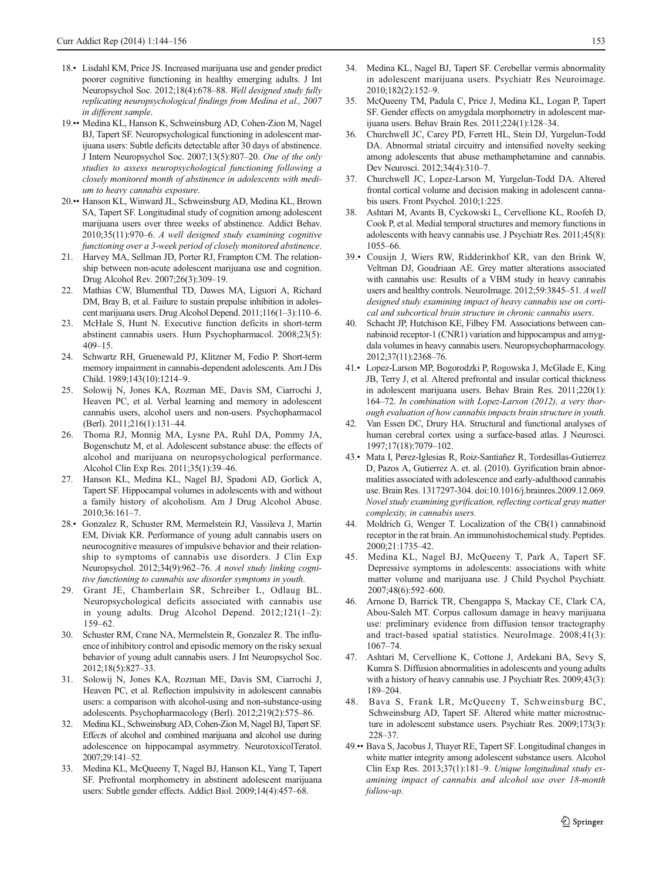18.• Lisdahl KM, Price JS. Increased marijuana use and gender predict poorer cognitive functioning in healthy emerging adults. J Int Neuropsychol Soc. 2012;18(4):678–88. *Well designed study fully replicating neuropsychological findings from Medina et al., 2007 in different sample.*

19.•• Medina KL, Hanson K, Schweinsburg AD, Cohen-Zion M, Nagel BJ, Tapert SF. Neuropsychological functioning in adolescent marijuana users: Subtle deficits detectable after 30 days of abstinence. J Intern Neuropsychol Soc. 2007;13(5):807–20. *One of the only studies to assess neuropsychological functioning following a closely monitored month of abstinence in adolescents with medium to heavy cannabis exposure.*

20.•• Hanson KL, Winward JL, Schweinsburg AD, Medina KL, Brown SA, Tapert SF. Longitudinal study of cognition among adolescent marijuana users over three weeks of abstinence. Addict Behav. 2010;35(11):970–6. *A well designed study examining cognitive functioning over a 3-week period of closely monitored abstinence.*

21. Harvey MA, Sellman JD, Porter RJ, Frampton CM. The relationship between non-acute adolescent marijuana use and cognition. Drug Alcohol Rev. 2007;26(3):309–19.

22. Mathias CW, Blumenthal TD, Dawes MA, Liguori A, Richard DM, Bray B, et al. Failure to sustain prepulse inhibition in adolescent marijuana users. Drug Alcohol Depend. 2011;116(1–3):110–6.

23. McHale S, Hunt N. Executive function deficits in short-term abstinent cannabis users. Hum Psychopharmacol. 2008;23(5): 409–15.

24. Schwartz RH, Gruenewald PJ, Klitzner M, Fedio P. Short-term memory impairment in cannabis-dependent adolescents. Am J Dis Child. 1989;143(10):1214–9.

25. Solowij N, Jones KA, Rozman ME, Davis SM, Ciarrochi J, Heaven PC, et al. Verbal learning and memory in adolescent cannabis users, alcohol users and non-users. Psychopharmacol (Berl). 2011;216(1):131–44.

26. Thoma RJ, Monnig MA, Lysne PA, Ruhl DA, Pommy JA, Bogenschutz M, et al. Adolescent substance abuse: the effects of alcohol and marijuana on neuropsychological performance. Alcohol Clin Exp Res. 2011;35(1):39–46.

27. Hanson KL, Medina KL, Nagel BJ, Spadoni AD, Gorlick A, Tapert SF. Hippocampal volumes in adolescents with and without a family history of alcoholism. Am J Drug Alcohol Abuse. 2010;36:161–7.

28.• Gonzalez R, Schuster RM, Mermelstein RJ, Vassileva J, Martin EM, Diviak KR. Performance of young adult cannabis users on neurocognitive measures of impulsive behavior and their relationship to symptoms of cannabis use disorders. J Clin Exp Neuropsychol. 2012;34(9):962–76. *A novel study linking cognitive functioning to cannabis use disorder symptoms in youth.*

29. Grant JE, Chamberlain SR, Schreiber L, Odlaug BL. Neuropsychological deficits associated with cannabis use in young adults. Drug Alcohol Depend. 2012;121(1–2): 159–62.

30. Schuster RM, Crane NA, Mermelstein R, Gonzalez R. The influence of inhibitory control and episodic memory on the risky sexual behavior of young adult cannabis users. J Int Neuropsychol Soc. 2012;18(5):827–33.

31. Solowij N, Jones KA, Rozman ME, Davis SM, Ciarrochi J, Heaven PC, et al. Reflection impulsivity in adolescent cannabis users: a comparison with alcohol-using and non-substance-using adolescents. Psychopharmacology (Berl). 2012;219(2):575–86.

32. Medina KL, Schweinsburg AD, Cohen-Zion M, Nagel BJ, Tapert SF. Effects of alcohol and combined marijuana and alcohol use during adolescence on hippocampal asymmetry. NeurotoxicolTeratol. 2007;29:141–52.

33. Medina KL, McQueeny T, Nagel BJ, Hanson KL, Yang T, Tapert SF. Prefrontal morphometry in abstinent adolescent marijuana users: Subtle gender effects. Addict Biol. 2009;14(4):457–68.

34. Medina KL, Nagel BJ, Tapert SF. Cerebellar vermis abnormality in adolescent marijuana users. Psychiatr Res Neuroimage. 2010;182(2):152–9.

35. McQueeny TM, Padula C, Price J, Medina KL, Logan P, Tapert SF. Gender effects on amygdala morphometry in adolescent marijuana users. Behav Brain Res. 2011;224(1):128–34.

36. Churchwell JC, Carey PD, Ferrett HL, Stein DJ, Yurgelun-Todd DA. Abnormal striatal circuitry and intensified novelty seeking among adolescents that abuse methamphetamine and cannabis. Dev Neurosci. 2012;34(4):310–7.

37. Churchwell JC, Lopez-Larson M, Yurgelun-Todd DA. Altered frontal cortical volume and decision making in adolescent cannabis users. Front Psychol. 2010;1:225.

38. Ashtari M, Avants B, Cyckowski L, Cervellione KL, Roofeh D, Cook P, et al. Medial temporal structures and memory functions in adolescents with heavy cannabis use. J Psychiatr Res. 2011;45(8): 1055–66.

39.• Cousijn J, Wiers RW, Ridderinkhof KR, van den Brink W, Veltman DJ, Goudriaan AE. Grey matter alterations associated with cannabis use: Results of a VBM study in heavy cannabis users and healthy controls. NeuroImage. 2012;59:3845–51. *A well designed study examining impact of heavy cannabis use on cortical and subcortical brain structure in chronic cannabis users.*

40. Schacht JP, Hutchison KE, Filbey FM. Associations between cannabinoid receptor-1 (CNR1) variation and hippocampus and amygdala volumes in heavy cannabis users. Neuropsychopharmacology. 2012;37(11):2368–76.

41.• Lopez-Larson MP, Bogorodzki P, Rogowska J, McGlade E, King JB, Terry J, et al. Altered prefrontal and insular cortical thickness in adolescent marijuana users. Behav Brain Res. 2011;220(1): 164–72. *In combination with Lopez-Larson (2012), a very thorough evaluation of how cannabis impacts brain structure in youth.*

42. Van Essen DC, Drury HA. Structural and functional analyses of human cerebral cortex using a surface-based atlas. J Neurosci. 1997;17(18):7079–102.

43.• Mata I, Perez-Iglesias R, Roiz-Santiañez R, Tordesillas-Gutierrez D, Pazos A, Gutierrez A. et. al. (2010). Gyrification brain abnormalities associated with adolescence and early-adulthood cannabis use. Brain Res. 1317297-304. doi:10.1016/j.brainres.2009.12.069. *Novel study examining gyrification, reflecting cortical gray matter complexity, in cannabis users.*

44. Moldrich G, Wenger T. Localization of the CB(1) cannabinoid receptor in the rat brain. An immunohistochemical study. Peptides. 2000;21:1735–42.

45. Medina KL, Nagel BJ, McQueeny T, Park A, Tapert SF. Depressive symptoms in adolescents: associations with white matter volume and marijuana use. J Child Psychol Psychiatr. 2007;48(6):592–600.

46. Arnone D, Barrick TR, Chengappa S, Mackay CE, Clark CA, Abou-Saleh MT. Corpus callosum damage in heavy marijuana use: preliminary evidence from diffusion tensor tractography and tract-based spatial statistics. NeuroImage. 2008;41(3): 1067–74.

47. Ashtari M, Cervellione K, Cottone J, Ardekani BA, Sevy S, Kumra S. Diffusion abnormalities in adolescents and young adults with a history of heavy cannabis use. J Psychiatr Res. 2009;43(3): 189–204.

48. Bava S, Frank LR, McQueeny T, Schweinsburg BC, Schweinsburg AD, Tapert SF. Altered white matter microstructure in adolescent substance users. Psychiatr Res. 2009;173(3): 228–37.

49.•• Bava S, Jacobus J, Thayer RE, Tapert SF. Longitudinal changes in white matter integrity among adolescent substance users. Alcohol Clin Exp Res. 2013;37(1):181–9. *Unique longitudinal study examining impact of cannabis and alcohol use over 18-month follow-up.*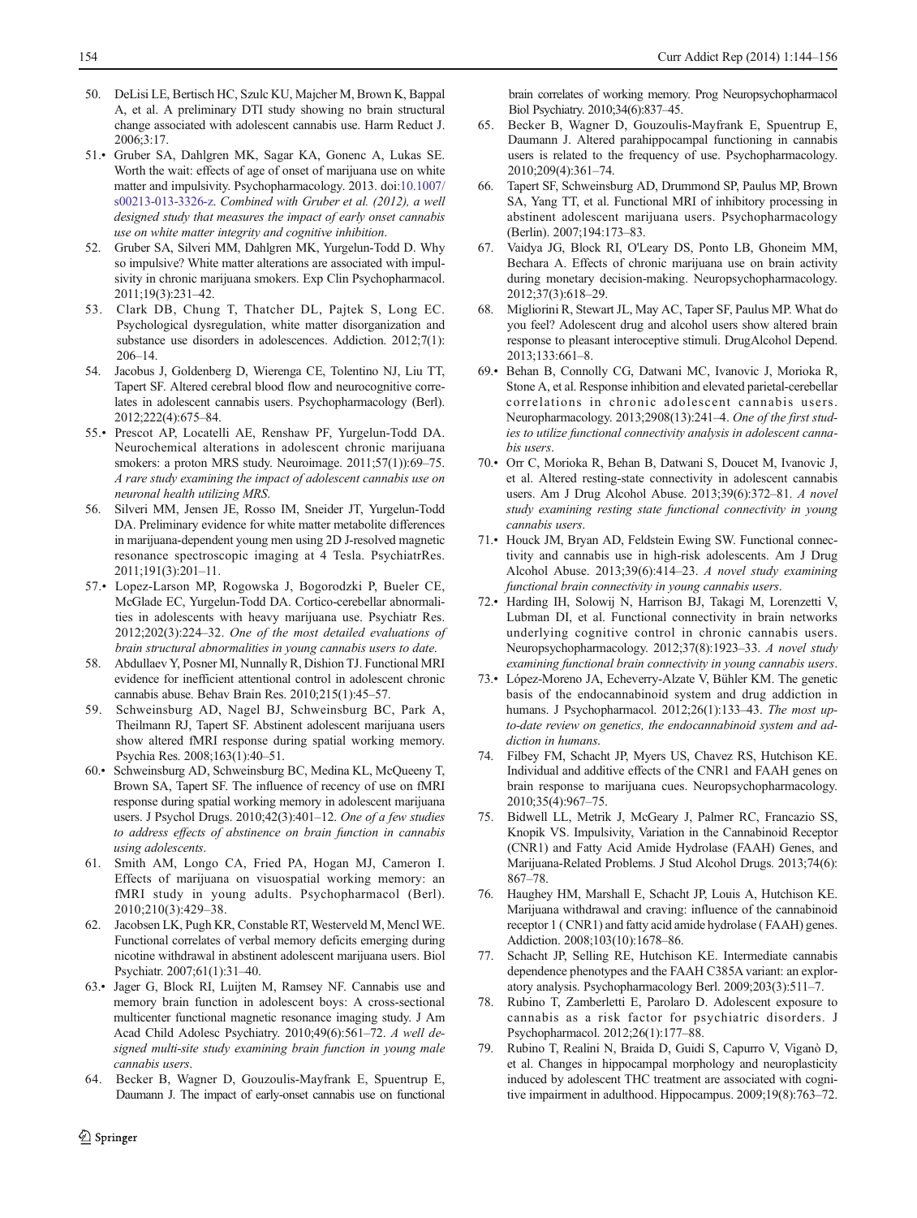50. DeLisi LE, Bertisch HC, Szulc KU, Majcher M, Brown K, Bappal A, et al. A preliminary DTI study showing no brain structural change associated with adolescent cannabis use. Harm Reduct J. 2006;3:17.
51.• Gruber SA, Dahlgren MK, Sagar KA, Gonenc A, Lukas SE. Worth the wait: effects of age of onset of marijuana use on white matter and impulsivity. Psychopharmacology. 2013. doi:10.1007/s00213-013-3326-z. *Combined with Gruber et al. (2012), a well designed study that measures the impact of early onset cannabis use on white matter integrity and cognitive inhibition.*
52. Gruber SA, Silveri MM, Dahlgren MK, Yurgelun-Todd D. Why so impulsive? White matter alterations are associated with impulsivity in chronic marijuana smokers. Exp Clin Psychopharmacol. 2011;19(3):231–42.
53. Clark DB, Chung T, Thatcher DL, Pajtek S, Long EC. Psychological dysregulation, white matter disorganization and substance use disorders in adolescences. Addiction. 2012;7(1):206–14.
54. Jacobus J, Goldenberg D, Wierenga CE, Tolentino NJ, Liu TT, Tapert SF. Altered cerebral blood flow and neurocognitive correlates in adolescent cannabis users. Psychopharmacology (Berl). 2012;222(4):675–84.
55.• Prescot AP, Locatelli AE, Renshaw PF, Yurgelun-Todd DA. Neurochemical alterations in adolescent chronic marijuana smokers: a proton MRS study. Neuroimage. 2011;57(1)):69–75. *A rare study examining the impact of adolescent cannabis use on neuronal health utilizing MRS.*
56. Silveri MM, Jensen JE, Rosso IM, Sneider JT, Yurgelun-Todd DA. Preliminary evidence for white matter metabolite differences in marijuana-dependent young men using 2D J-resolved magnetic resonance spectroscopic imaging at 4 Tesla. PsychiatrRes. 2011;191(3):201–11.
57.• Lopez-Larson MP, Rogowska J, Bogorodzki P, Bueler CE, McGlade EC, Yurgelun-Todd DA. Cortico-cerebellar abnormalities in adolescents with heavy marijuana use. Psychiatr Res. 2012;202(3):224–32. *One of the most detailed evaluations of brain structural abnormalities in young cannabis users to date.*
58. Abdullaev Y, Posner MI, Nunnally R, Dishion TJ. Functional MRI evidence for inefficient attentional control in adolescent chronic cannabis abuse. Behav Brain Res. 2010;215(1):45–57.
59. Schweinsburg AD, Nagel BJ, Schweinsburg BC, Park A, Theilmann RJ, Tapert SF. Abstinent adolescent marijuana users show altered fMRI response during spatial working memory. Psychia Res. 2008;163(1):40–51.
60.• Schweinsburg AD, Schweinsburg BC, Medina KL, McQueeny T, Brown SA, Tapert SF. The influence of recency of use on fMRI response during spatial working memory in adolescent marijuana users. J Psychol Drugs. 2010;42(3):401–12. *One of a few studies to address effects of abstinence on brain function in cannabis using adolescents.*
61. Smith AM, Longo CA, Fried PA, Hogan MJ, Cameron I. Effects of marijuana on visuospatial working memory: an fMRI study in young adults. Psychopharmacol (Berl). 2010;210(3):429–38.
62. Jacobsen LK, Pugh KR, Constable RT, Westerveld M, Mencl WE. Functional correlates of verbal memory deficits emerging during nicotine withdrawal in abstinent adolescent marijuana users. Biol Psychiatr. 2007;61(1):31–40.
63.• Jager G, Block RI, Luijten M, Ramsey NF. Cannabis use and memory brain function in adolescent boys: A cross-sectional multicenter functional magnetic resonance imaging study. J Am Acad Child Adolesc Psychiatry. 2010;49(6):561–72. *A well designed multi-site study examining brain function in young male cannabis users.*
64. Becker B, Wagner D, Gouzoulis-Mayfrank E, Spuentrup E, Daumann J. The impact of early-onset cannabis use on functional brain correlates of working memory. Prog Neuropsychopharmacol Biol Psychiatry. 2010;34(6):837–45.
65. Becker B, Wagner D, Gouzoulis-Mayfrank E, Spuentrup E, Daumann J. Altered parahippocampal functioning in cannabis users is related to the frequency of use. Psychopharmacology. 2010;209(4):361–74.
66. Tapert SF, Schweinsburg AD, Drummond SP, Paulus MP, Brown SA, Yang TT, et al. Functional MRI of inhibitory processing in abstinent adolescent marijuana users. Psychopharmacology (Berlin). 2007;194:173–83.
67. Vaidya JG, Block RI, O'Leary DS, Ponto LB, Ghoneim MM, Bechara A. Effects of chronic marijuana use on brain activity during monetary decision-making. Neuropsychopharmacology. 2012;37(3):618–29.
68. Migliorini R, Stewart JL, May AC, Taper SF, Paulus MP. What do you feel? Adolescent drug and alcohol users show altered brain response to pleasant interoceptive stimuli. DrugAlcohol Depend. 2013;133:661–8.
69.• Behan B, Connolly CG, Datwani MC, Ivanovic J, Morioka R, Stone A, et al. Response inhibition and elevated parietal-cerebellar correlations in chronic adolescent cannabis users. Neuropharmacology. 2013;2908(13):241–4. *One of the first studies to utilize functional connectivity analysis in adolescent cannabis users.*
70.• Orr C, Morioka R, Behan B, Datwani S, Doucet M, Ivanovic J, et al. Altered resting-state connectivity in adolescent cannabis users. Am J Drug Alcohol Abuse. 2013;39(6):372–81. *A novel study examining resting state functional connectivity in young cannabis users.*
71.• Houck JM, Bryan AD, Feldstein Ewing SW. Functional connectivity and cannabis use in high-risk adolescents. Am J Drug Alcohol Abuse. 2013;39(6):414–23. *A novel study examining functional brain connectivity in young cannabis users.*
72.• Harding IH, Solowij N, Harrison BJ, Takagi M, Lorenzetti V, Lubman DI, et al. Functional connectivity in brain networks underlying cognitive control in chronic cannabis users. Neuropsychopharmacology. 2012;37(8):1923–33. *A novel study examining functional brain connectivity in young cannabis users.*
73.• López-Moreno JA, Echeverry-Alzate V, Bühler KM. The genetic basis of the endocannabinoid system and drug addiction in humans. J Psychopharmacol. 2012;26(1):133–43. *The most up-to-date review on genetics, the endocannabinoid system and addiction in humans.*
74. Filbey FM, Schacht JP, Myers US, Chavez RS, Hutchison KE. Individual and additive effects of the CNR1 and FAAH genes on brain response to marijuana cues. Neuropsychopharmacology. 2010;35(4):967–75.
75. Bidwell LL, Metrik J, McGeary J, Palmer RC, Francazio SS, Knopik VS. Impulsivity, Variation in the Cannabinoid Receptor (CNR1) and Fatty Acid Amide Hydrolase (FAAH) Genes, and Marijuana-Related Problems. J Stud Alcohol Drugs. 2013;74(6):867–78.
76. Haughey HM, Marshall E, Schacht JP, Louis A, Hutchison KE. Marijuana withdrawal and craving: influence of the cannabinoid receptor 1 ( CNR1) and fatty acid amide hydrolase ( FAAH) genes. Addiction. 2008;103(10):1678–86.
77. Schacht JP, Selling RE, Hutchison KE. Intermediate cannabis dependence phenotypes and the FAAH C385A variant: an exploratory analysis. Psychopharmacology Berl. 2009;203(3):511–7.
78. Rubino T, Zamberletti E, Parolaro D. Adolescent exposure to cannabis as a risk factor for psychiatric disorders. J Psychopharmacol. 2012;26(1):177–88.
79. Rubino T, Realini N, Braida D, Guidi S, Capurro V, Viganò D, et al. Changes in hippocampal morphology and neuroplasticity induced by adolescent THC treatment are associated with cognitive impairment in adulthood. Hippocampus. 2009;19(8):763–72.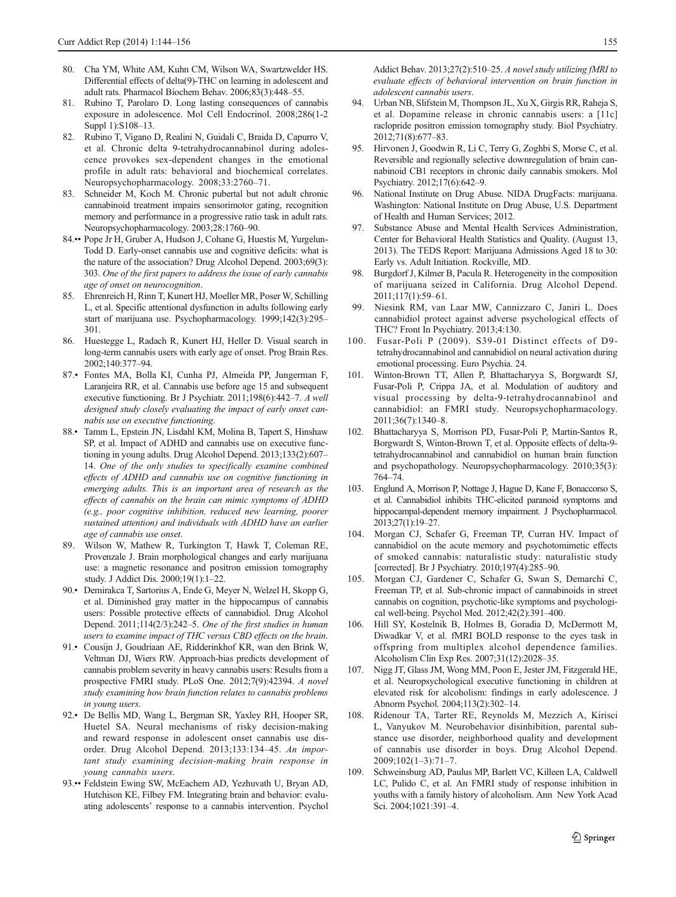80. Cha YM, White AM, Kuhn CM, Wilson WA, Swartzwelder HS. Differential effects of delta(9)-THC on learning in adolescent and adult rats. Pharmacol Biochem Behav. 2006;83(3):448–55.
81. Rubino T, Parolaro D. Long lasting consequences of cannabis exposure in adolescence. Mol Cell Endocrinol. 2008;286(1-2 Suppl 1):S108–13.
82. Rubino T, Vigano D, Realini N, Guidali C, Braida D, Capurro V, et al. Chronic delta 9-tetrahydrocannabinol during adolescence provokes sex-dependent changes in the emotional profile in adult rats: behavioral and biochemical correlates. Neuropsychopharmacology. 2008;33:2760–71.
83. Schneider M, Koch M. Chronic pubertal but not adult chronic cannabinoid treatment impairs sensorimotor gating, recognition memory and performance in a progressive ratio task in adult rats. Neuropsychopharmacology. 2003;28:1760–90.
84.•• Pope Jr H, Gruber A, Hudson J, Cohane G, Huestis M, Yurgelun-Todd D. Early-onset cannabis use and cognitive deficits: what is the nature of the association? Drug Alcohol Depend. 2003;69(3):303. *One of the first papers to address the issue of early cannabis age of onset on neurocognition.*
85. Ehrenreich H, Rinn T, Kunert HJ, Moeller MR, Poser W, Schilling L, et al. Specific attentional dysfunction in adults following early start of marijuana use. Psychopharmacology. 1999;142(3):295–301.
86. Huestegge L, Radach R, Kunert HJ, Heller D. Visual search in long-term cannabis users with early age of onset. Prog Brain Res. 2002;140:377–94.
87.• Fontes MA, Bolla KI, Cunha PJ, Almeida PP, Jungerman F, Laranjeira RR, et al. Cannabis use before age 15 and subsequent executive functioning. Br J Psychiatr. 2011;198(6):442–7. *A well designed study closely evaluating the impact of early onset cannabis use on executive functioning.*
88.• Tamm L, Epstein JN, Lisdahl KM, Molina B, Tapert S, Hinshaw SP, et al. Impact of ADHD and cannabis use on executive functioning in young adults. Drug Alcohol Depend. 2013;133(2):607–14. *One of the only studies to specifically examine combined effects of ADHD and cannabis use on cognitive functioning in emerging adults. This is an important area of research as the effects of cannabis on the brain can mimic symptoms of ADHD (e.g., poor cognitive inhibition, reduced new learning, poorer sustained attention) and individuals with ADHD have an earlier age of cannabis use onset.*
89. Wilson W, Mathew R, Turkington T, Hawk T, Coleman RE, Provenzale J. Brain morphological changes and early marijuana use: a magnetic resonance and positron emission tomography study. J Addict Dis. 2000;19(1):1–22.
90.• Demirakca T, Sartorius A, Ende G, Meyer N, Welzel H, Skopp G, et al. Diminished gray matter in the hippocampus of cannabis users: Possible protective effects of cannabidiol. Drug Alcohol Depend. 2011;114(2/3):242–5. *One of the first studies in human users to examine impact of THC versus CBD effects on the brain.*
91.• Cousijn J, Goudriaan AE, Ridderinkhof KR, wan den Brink W, Veltman DJ, Wiers RW. Approach-bias predicts development of cannabis problem severity in heavy cannabis users: Results from a prospective FMRI study. PLoS One. 2012;7(9):42394. *A novel study examining how brain function relates to cannabis problems in young users.*
92.• De Bellis MD, Wang L, Bergman SR, Yaxley RH, Hooper SR, Huetel SA. Neural mechanisms of risky decision-making and reward response in adolescent onset cannabis use disorder. Drug Alcohol Depend. 2013;133:134–45. *An important study examining decision-making brain response in young cannabis users.*
93.•• Feldstein Ewing SW, McEachern AD, Yezhuvath U, Bryan AD, Hutchison KE, Filbey FM. Integrating brain and behavior: evaluating adolescents' response to a cannabis intervention. Psychol Addict Behav. 2013;27(2):510–25. *A novel study utilizing fMRI to evaluate effects of behavioral intervention on brain function in adolescent cannabis users.*
94. Urban NB, Slifstein M, Thompson JL, Xu X, Girgis RR, Raheja S, et al. Dopamine release in chronic cannabis users: a [11c] raclopride positron emission tomography study. Biol Psychiatry. 2012;71(8):677–83.
95. Hirvonen J, Goodwin R, Li C, Terry G, Zoghbi S, Morse C, et al. Reversible and regionally selective downregulation of brain cannabinoid CB1 receptors in chronic daily cannabis smokers. Mol Psychiatry. 2012;17(6):642–9.
96. National Institute on Drug Abuse. NIDA DrugFacts: marijuana. Washington: National Institute on Drug Abuse, U.S. Department of Health and Human Services; 2012.
97. Substance Abuse and Mental Health Services Administration, Center for Behavioral Health Statistics and Quality. (August 13, 2013). The TEDS Report: Marijuana Admissions Aged 18 to 30: Early vs. Adult Initiation. Rockville, MD.
98. Burgdorf J, Kilmer B, Pacula R. Heterogeneity in the composition of marijuana seized in California. Drug Alcohol Depend. 2011;117(1):59–61.
99. Niesink RM, van Laar MW, Cannizzaro C, Janiri L. Does cannabidiol protect against adverse psychological effects of THC? Front In Psychiatry. 2013;4:130.
100. Fusar-Poli P (2009). S39-01 Distinct effects of D9-tetrahydrocannabinol and cannabidiol on neural activation during emotional processing. Euro Psychia. 24.
101. Winton-Brown TT, Allen P, Bhattacharyya S, Borgwardt SJ, Fusar-Poli P, Crippa JA, et al. Modulation of auditory and visual processing by delta-9-tetrahydrocannabinol and cannabidiol: an FMRI study. Neuropsychopharmacology. 2011;36(7):1340–8.
102. Bhattacharyya S, Morrison PD, Fusar-Poli P, Martin-Santos R, Borgwardt S, Winton-Brown T, et al. Opposite effects of delta-9-tetrahydrocannabinol and cannabidiol on human brain function and psychopathology. Neuropsychopharmacology. 2010;35(3):764–74.
103. Englund A, Morrison P, Nottage J, Hague D, Kane F, Bonaccorso S, et al. Cannabidiol inhibits THC-elicited paranoid symptoms and hippocampal-dependent memory impairment. J Psychopharmacol. 2013;27(1):19–27.
104. Morgan CJ, Schafer G, Freeman TP, Curran HV. Impact of cannabidiol on the acute memory and psychotomimetic effects of smoked cannabis: naturalistic study: naturalistic study [corrected]. Br J Psychiatry. 2010;197(4):285–90.
105. Morgan CJ, Gardener C, Schafer G, Swan S, Demarchi C, Freeman TP, et al. Sub-chronic impact of cannabinoids in street cannabis on cognition, psychotic-like symptoms and psychological well-being. Psychol Med. 2012;42(2):391–400.
106. Hill SY, Kostelnik B, Holmes B, Goradia D, McDermott M, Diwadkar V, et al. fMRI BOLD response to the eyes task in offspring from multiplex alcohol dependence families. Alcoholism Clin Exp Res. 2007;31(12):2028–35.
107. Nigg JT, Glass JM, Wong MM, Poon E, Jester JM, Fitzgerald HE, et al. Neuropsychological executive functioning in children at elevated risk for alcoholism: findings in early adolescence. J Abnorm Psychol. 2004;113(2):302–14.
108. Ridenour TA, Tarter RE, Reynolds M, Mezzich A, Kirisci L, Vanyukov M. Neurobehavior disinhibition, parental substance use disorder, neighborhood quality and development of cannabis use disorder in boys. Drug Alcohol Depend. 2009;102(1–3):71–7.
109. Schweinsburg AD, Paulus MP, Barlett VC, Killeen LA, Caldwell LC, Pulido C, et al. An FMRI study of response inhibition in youths with a family history of alcoholism. Ann New York Acad Sci. 2004;1021:391–4.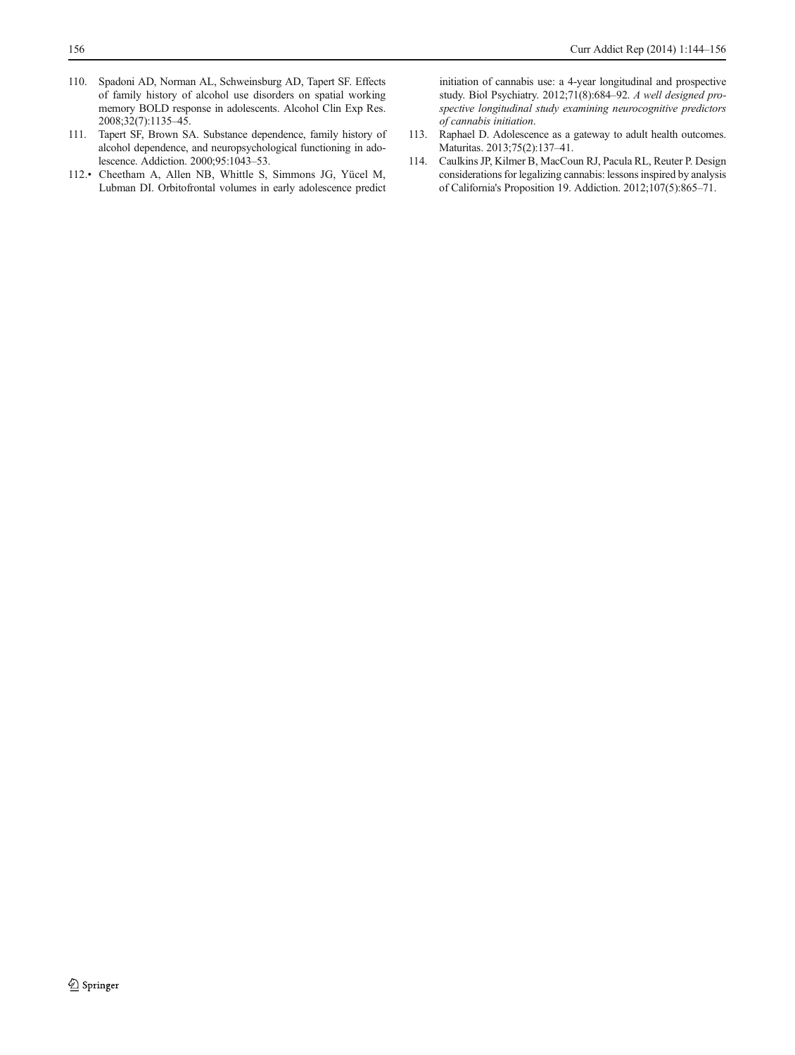110. Spadoni AD, Norman AL, Schweinsburg AD, Tapert SF. Effects of family history of alcohol use disorders on spatial working memory BOLD response in adolescents. Alcohol Clin Exp Res. 2008;32(7):1135–45.
111. Tapert SF, Brown SA. Substance dependence, family history of alcohol dependence, and neuropsychological functioning in adolescence. Addiction. 2000;95:1043–53.
112.• Cheetham A, Allen NB, Whittle S, Simmons JG, Yücel M, Lubman DI. Orbitofrontal volumes in early adolescence predict initiation of cannabis use: a 4-year longitudinal and prospective study. Biol Psychiatry. 2012;71(8):684–92. *A well designed prospective longitudinal study examining neurocognitive predictors of cannabis initiation*.
113. Raphael D. Adolescence as a gateway to adult health outcomes. Maturitas. 2013;75(2):137–41.
114. Caulkins JP, Kilmer B, MacCoun RJ, Pacula RL, Reuter P. Design considerations for legalizing cannabis: lessons inspired by analysis of California's Proposition 19. Addiction. 2012;107(5):865–71.